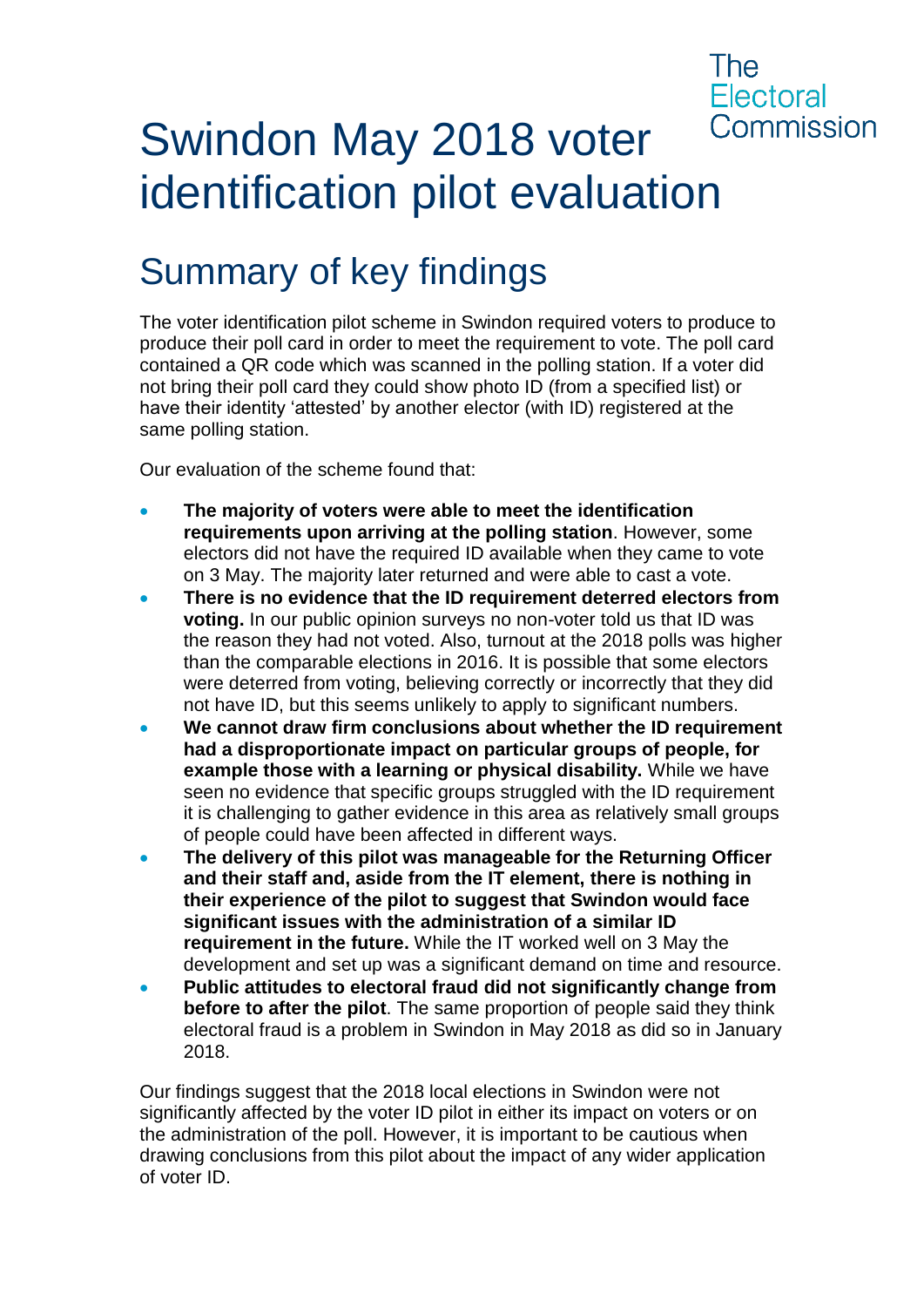The Electoral Commission

# Swindon May 2018 voter identification pilot evaluation

## Summary of key findings

The voter identification pilot scheme in Swindon required voters to produce to produce their poll card in order to meet the requirement to vote. The poll card contained a QR code which was scanned in the polling station. If a voter did not bring their poll card they could show photo ID (from a specified list) or have their identity 'attested' by another elector (with ID) registered at the same polling station.

Our evaluation of the scheme found that:

- **The majority of voters were able to meet the identification requirements upon arriving at the polling station**. However, some electors did not have the required ID available when they came to vote on 3 May. The majority later returned and were able to cast a vote.
- **There is no evidence that the ID requirement deterred electors from voting.** In our public opinion surveys no non-voter told us that ID was the reason they had not voted. Also, turnout at the 2018 polls was higher than the comparable elections in 2016. It is possible that some electors were deterred from voting, believing correctly or incorrectly that they did not have ID, but this seems unlikely to apply to significant numbers.
- **We cannot draw firm conclusions about whether the ID requirement had a disproportionate impact on particular groups of people, for example those with a learning or physical disability.** While we have seen no evidence that specific groups struggled with the ID requirement it is challenging to gather evidence in this area as relatively small groups of people could have been affected in different ways.
- **The delivery of this pilot was manageable for the Returning Officer and their staff and, aside from the IT element, there is nothing in their experience of the pilot to suggest that Swindon would face significant issues with the administration of a similar ID requirement in the future.** While the IT worked well on 3 May the development and set up was a significant demand on time and resource.
- **Public attitudes to electoral fraud did not significantly change from before to after the pilot**. The same proportion of people said they think electoral fraud is a problem in Swindon in May 2018 as did so in January 2018.

Our findings suggest that the 2018 local elections in Swindon were not significantly affected by the voter ID pilot in either its impact on voters or on the administration of the poll. However, it is important to be cautious when drawing conclusions from this pilot about the impact of any wider application of voter ID.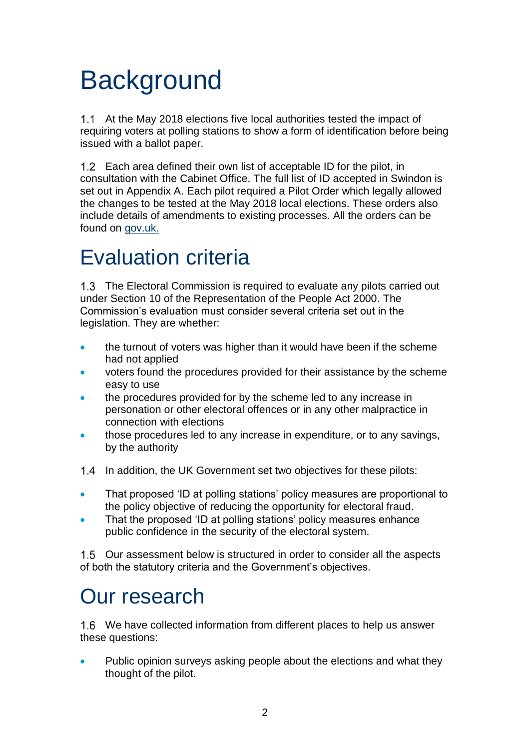# Background

1.1 At the May 2018 elections five local authorities tested the impact of requiring voters at polling stations to show a form of identification before being issued with a ballot paper.

1.2 Each area defined their own list of acceptable ID for the pilot, in consultation with the Cabinet Office. The full list of ID accepted in Swindon is set out in Appendix A. Each pilot required a Pilot Order which legally allowed the changes to be tested at the May 2018 local elections. These orders also include details of amendments to existing processes. All the orders can be found on gov.uk.

# Evaluation criteria

1.3 The Electoral Commission is required to evaluate any pilots carried out under Section 10 of the Representation of the People Act 2000. The Commission's evaluation must consider several criteria set out in the legislation. They are whether:

- the turnout of voters was higher than it would have been if the scheme had not applied
- voters found the procedures provided for their assistance by the scheme easy to use
- the procedures provided for by the scheme led to any increase in personation or other electoral offences or in any other malpractice in connection with elections
- those procedures led to any increase in expenditure, or to any savings, by the authority

1.4 In addition, the UK Government set two objectives for these pilots:

- That proposed 'ID at polling stations' policy measures are proportional to the policy objective of reducing the opportunity for electoral fraud.
- That the proposed 'ID at polling stations' policy measures enhance public confidence in the security of the electoral system.

1.5 Our assessment below is structured in order to consider all the aspects of both the statutory criteria and the Government's objectives.

# Our research

1.6 We have collected information from different places to help us answer these questions:

- Public opinion surveys asking people about the elections and what they thought of the pilot.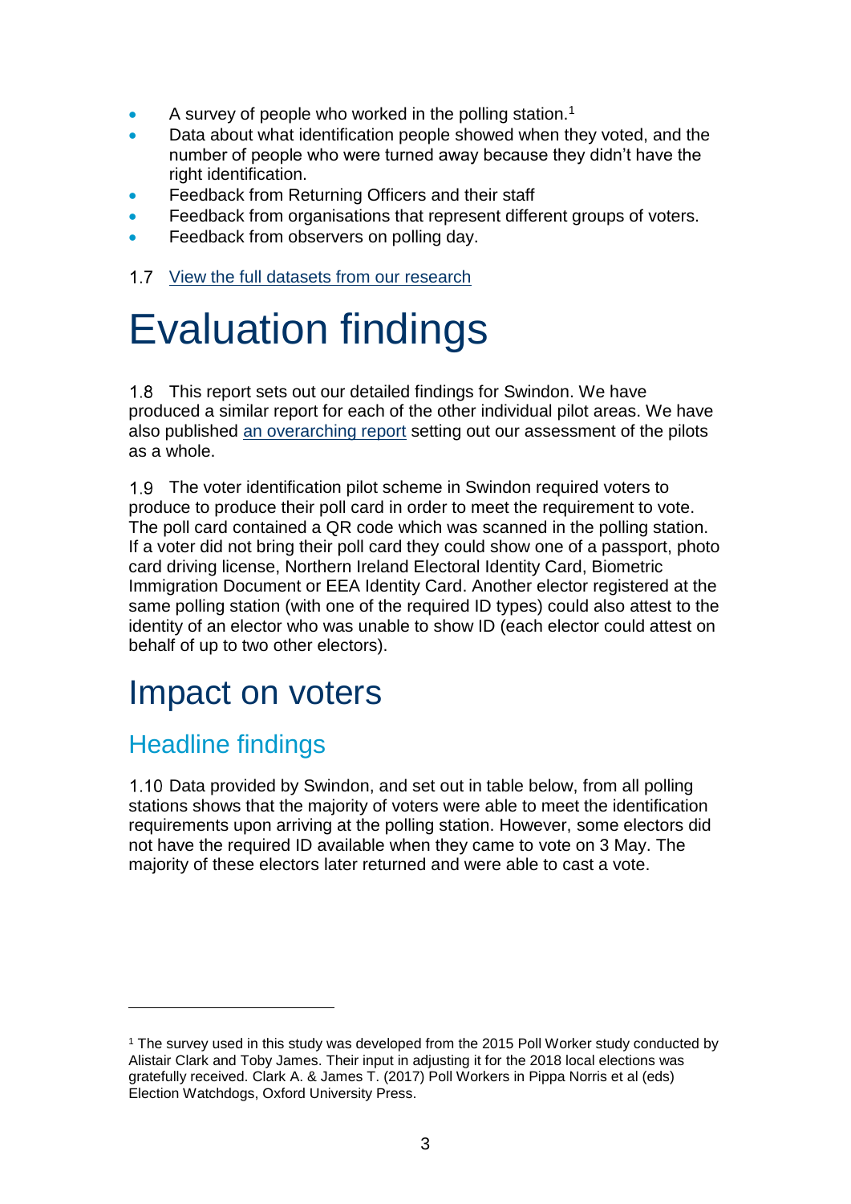- A survey of people who worked in the polling station.[1]
- Data about what identification people showed when they voted, and the number of people who were turned away because they didn't have the right identification.
- Feedback from Returning Officers and their staff
- Feedback from organisations that represent different groups of voters.
- Feedback from observers on polling day.

1.7 View the full datasets from our research

# Evaluation findings

1.8 This report sets out our detailed findings for Swindon. We have produced a similar report for each of the other individual pilot areas. We have also published an overarching report setting out our assessment of the pilots as a whole.

1.9 The voter identification pilot scheme in Swindon required voters to produce to produce their poll card in order to meet the requirement to vote. The poll card contained a QR code which was scanned in the polling station. If a voter did not bring their poll card they could show one of a passport, photo card driving license, Northern Ireland Electoral Identity Card, Biometric Immigration Document or EEA Identity Card. Another elector registered at the same polling station (with one of the required ID types) could also attest to the identity of an elector who was unable to show ID (each elector could attest on behalf of up to two other electors).

## Impact on voters

### Headline findings

1.10 Data provided by Swindon, and set out in table below, from all polling stations shows that the majority of voters were able to meet the identification requirements upon arriving at the polling station. However, some electors did not have the required ID available when they came to vote on 3 May. The majority of these electors later returned and were able to cast a vote.

[1] The survey used in this study was developed from the 2015 Poll Worker study conducted by Alistair Clark and Toby James. Their input in adjusting it for the 2018 local elections was gratefully received. Clark A. & James T. (2017) Poll Workers in Pippa Norris et al (eds) Election Watchdogs, Oxford University Press.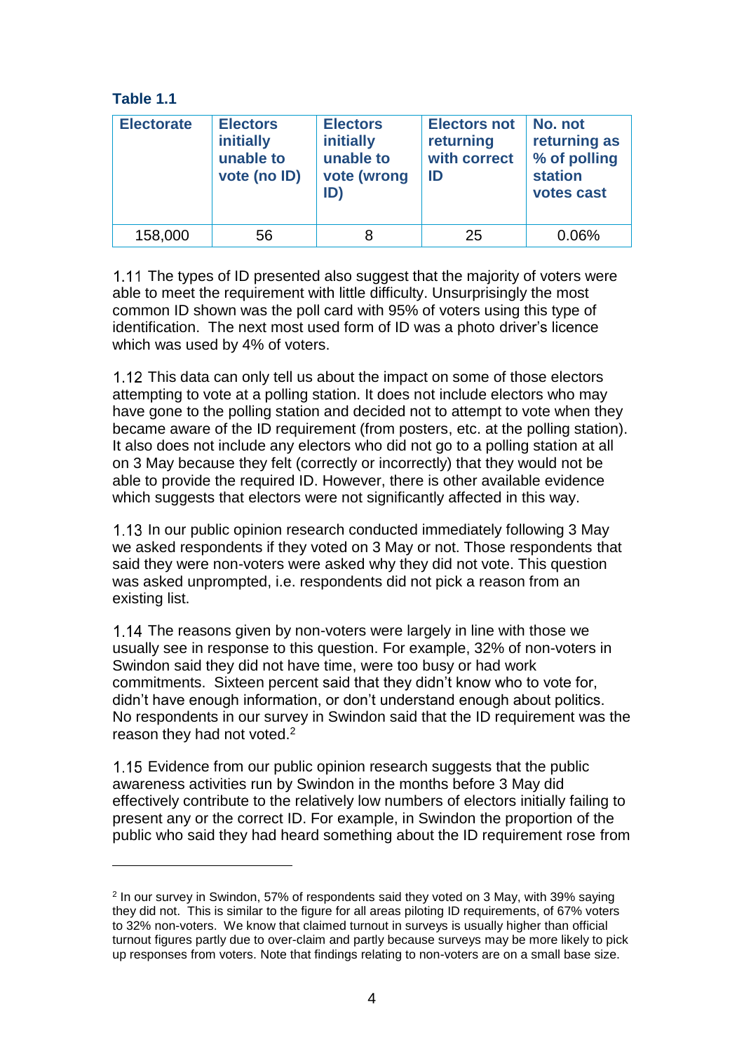**Table 1.1**

| Electorate | Electors initially unable to vote (no ID) | Electors initially unable to vote (wrong ID) | Electors not returning with correct ID | No. not returning as % of polling station votes cast |
|---|---|---|---|---|
| 158,000 | 56 | 8 | 25 | 0.06% |

1.11 The types of ID presented also suggest that the majority of voters were able to meet the requirement with little difficulty. Unsurprisingly the most common ID shown was the poll card with 95% of voters using this type of identification. The next most used form of ID was a photo driver's licence which was used by 4% of voters.

1.12 This data can only tell us about the impact on some of those electors attempting to vote at a polling station. It does not include electors who may have gone to the polling station and decided not to attempt to vote when they became aware of the ID requirement (from posters, etc. at the polling station). It also does not include any electors who did not go to a polling station at all on 3 May because they felt (correctly or incorrectly) that they would not be able to provide the required ID. However, there is other available evidence which suggests that electors were not significantly affected in this way.

1.13 In our public opinion research conducted immediately following 3 May we asked respondents if they voted on 3 May or not. Those respondents that said they were non-voters were asked why they did not vote. This question was asked unprompted, i.e. respondents did not pick a reason from an existing list.

1.14 The reasons given by non-voters were largely in line with those we usually see in response to this question. For example, 32% of non-voters in Swindon said they did not have time, were too busy or had work commitments. Sixteen percent said that they didn't know who to vote for, didn't have enough information, or don't understand enough about politics. No respondents in our survey in Swindon said that the ID requirement was the reason they had not voted.[2]

1.15 Evidence from our public opinion research suggests that the public awareness activities run by Swindon in the months before 3 May did effectively contribute to the relatively low numbers of electors initially failing to present any or the correct ID. For example, in Swindon the proportion of the public who said they had heard something about the ID requirement rose from

[2] In our survey in Swindon, 57% of respondents said they voted on 3 May, with 39% saying they did not. This is similar to the figure for all areas piloting ID requirements, of 67% voters to 32% non-voters. We know that claimed turnout in surveys is usually higher than official turnout figures partly due to over-claim and partly because surveys may be more likely to pick up responses from voters. Note that findings relating to non-voters are on a small base size.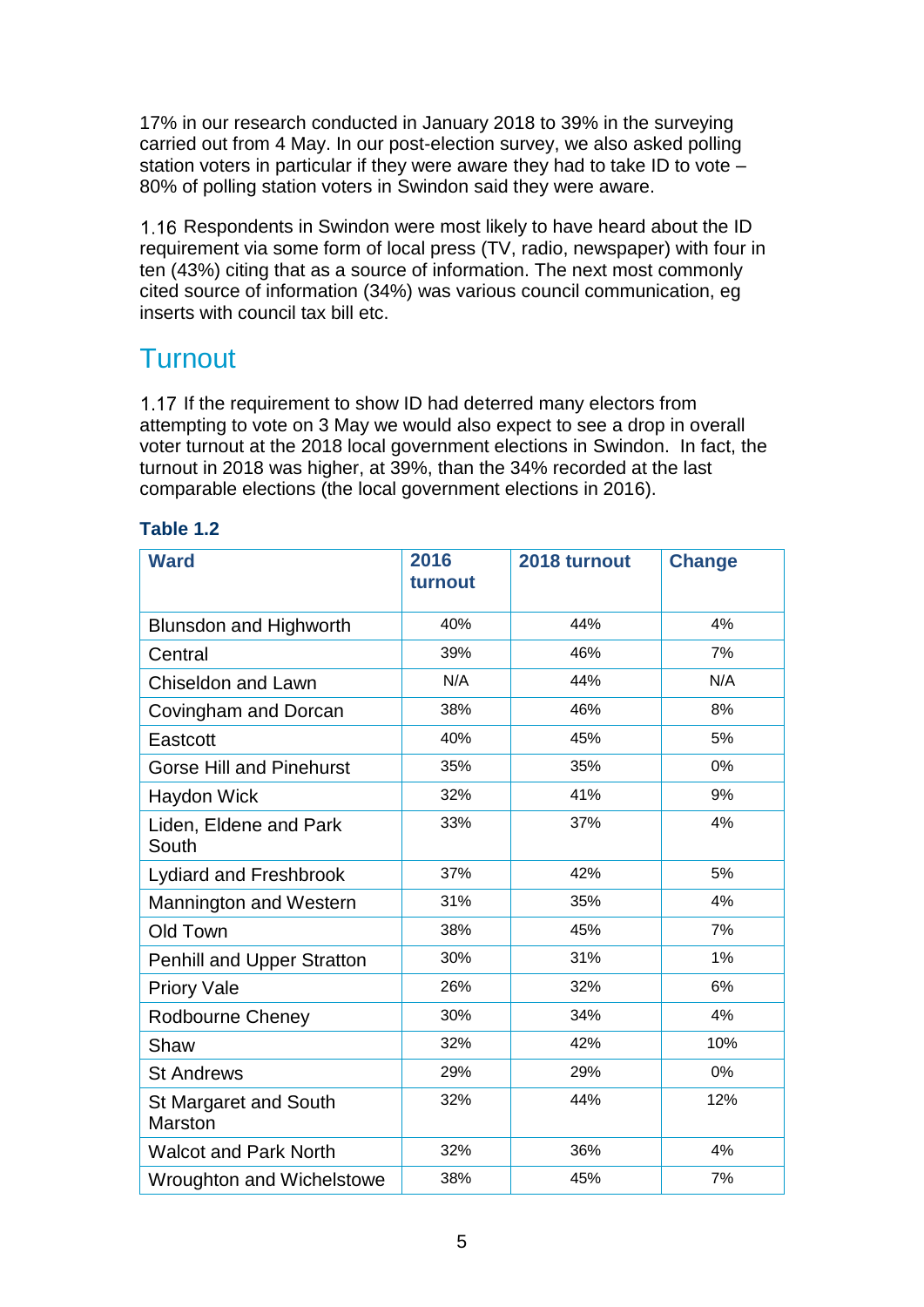17% in our research conducted in January 2018 to 39% in the surveying carried out from 4 May. In our post-election survey, we also asked polling station voters in particular if they were aware they had to take ID to vote – 80% of polling station voters in Swindon said they were aware.

1.16 Respondents in Swindon were most likely to have heard about the ID requirement via some form of local press (TV, radio, newspaper) with four in ten (43%) citing that as a source of information. The next most commonly cited source of information (34%) was various council communication, eg inserts with council tax bill etc.

## Turnout

1.17 If the requirement to show ID had deterred many electors from attempting to vote on 3 May we would also expect to see a drop in overall voter turnout at the 2018 local government elections in Swindon. In fact, the turnout in 2018 was higher, at 39%, than the 34% recorded at the last comparable elections (the local government elections in 2016).

**Table 1.2**

| Ward | 2016 turnout | 2018 turnout | Change |
|---|---|---|---|
| Blunsdon and Highworth | 40% | 44% | 4% |
| Central | 39% | 46% | 7% |
| Chiseldon and Lawn | N/A | 44% | N/A |
| Covingham and Dorcan | 38% | 46% | 8% |
| Eastcott | 40% | 45% | 5% |
| Gorse Hill and Pinehurst | 35% | 35% | 0% |
| Haydon Wick | 32% | 41% | 9% |
| Liden, Eldene and Park South | 33% | 37% | 4% |
| Lydiard and Freshbrook | 37% | 42% | 5% |
| Mannington and Western | 31% | 35% | 4% |
| Old Town | 38% | 45% | 7% |
| Penhill and Upper Stratton | 30% | 31% | 1% |
| Priory Vale | 26% | 32% | 6% |
| Rodbourne Cheney | 30% | 34% | 4% |
| Shaw | 32% | 42% | 10% |
| St Andrews | 29% | 29% | 0% |
| St Margaret and South Marston | 32% | 44% | 12% |
| Walcot and Park North | 32% | 36% | 4% |
| Wroughton and Wichelstowe | 38% | 45% | 7% |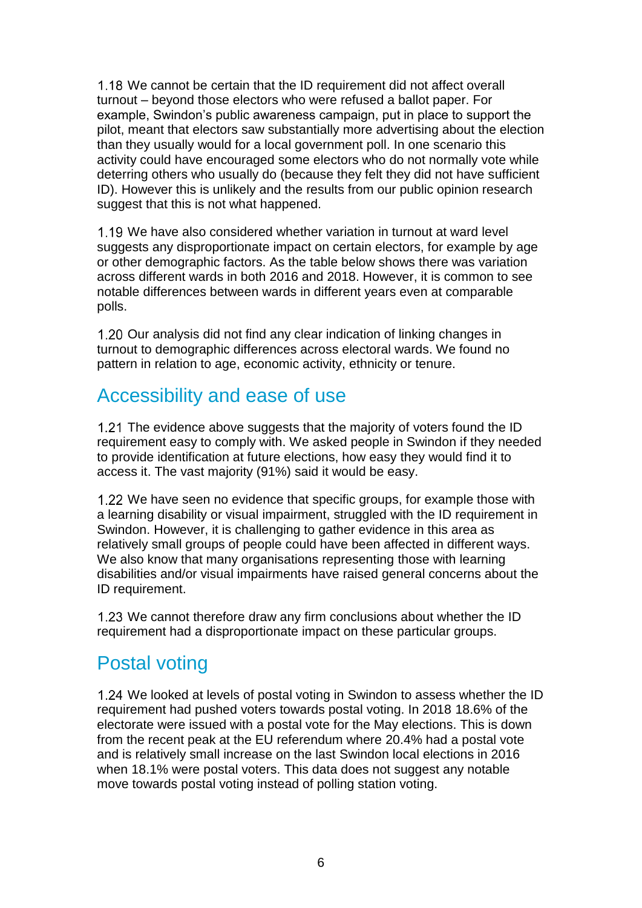1.18 We cannot be certain that the ID requirement did not affect overall turnout – beyond those electors who were refused a ballot paper. For example, Swindon's public awareness campaign, put in place to support the pilot, meant that electors saw substantially more advertising about the election than they usually would for a local government poll. In one scenario this activity could have encouraged some electors who do not normally vote while deterring others who usually do (because they felt they did not have sufficient ID). However this is unlikely and the results from our public opinion research suggest that this is not what happened.

1.19 We have also considered whether variation in turnout at ward level suggests any disproportionate impact on certain electors, for example by age or other demographic factors. As the table below shows there was variation across different wards in both 2016 and 2018. However, it is common to see notable differences between wards in different years even at comparable polls.

1.20 Our analysis did not find any clear indication of linking changes in turnout to demographic differences across electoral wards. We found no pattern in relation to age, economic activity, ethnicity or tenure.

## Accessibility and ease of use

1.21 The evidence above suggests that the majority of voters found the ID requirement easy to comply with. We asked people in Swindon if they needed to provide identification at future elections, how easy they would find it to access it. The vast majority (91%) said it would be easy.

1.22 We have seen no evidence that specific groups, for example those with a learning disability or visual impairment, struggled with the ID requirement in Swindon. However, it is challenging to gather evidence in this area as relatively small groups of people could have been affected in different ways. We also know that many organisations representing those with learning disabilities and/or visual impairments have raised general concerns about the ID requirement.

1.23 We cannot therefore draw any firm conclusions about whether the ID requirement had a disproportionate impact on these particular groups.

## Postal voting

1.24 We looked at levels of postal voting in Swindon to assess whether the ID requirement had pushed voters towards postal voting. In 2018 18.6% of the electorate were issued with a postal vote for the May elections. This is down from the recent peak at the EU referendum where 20.4% had a postal vote and is relatively small increase on the last Swindon local elections in 2016 when 18.1% were postal voters. This data does not suggest any notable move towards postal voting instead of polling station voting.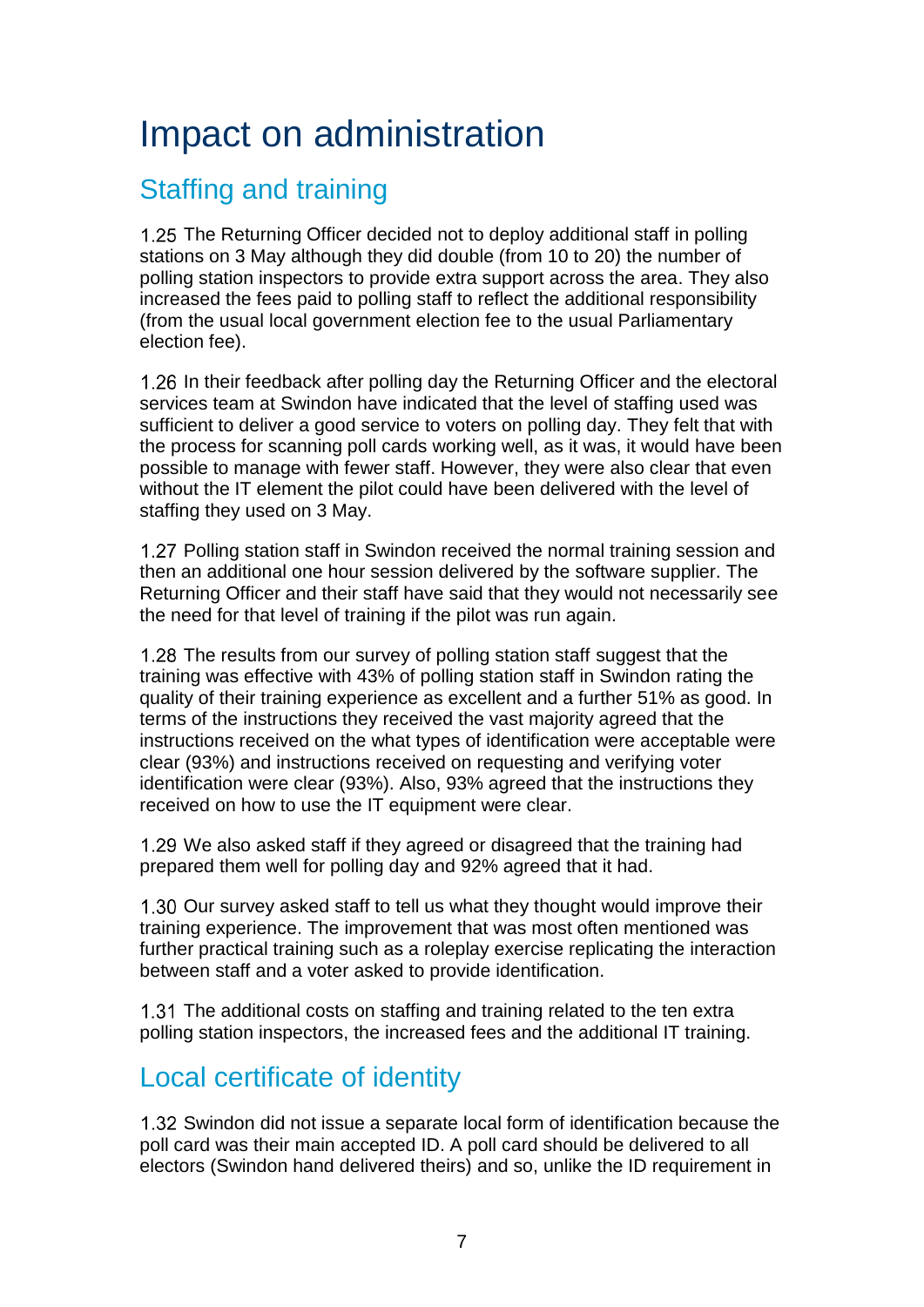# Impact on administration

## Staffing and training

1.25 The Returning Officer decided not to deploy additional staff in polling stations on 3 May although they did double (from 10 to 20) the number of polling station inspectors to provide extra support across the area. They also increased the fees paid to polling staff to reflect the additional responsibility (from the usual local government election fee to the usual Parliamentary election fee).

1.26 In their feedback after polling day the Returning Officer and the electoral services team at Swindon have indicated that the level of staffing used was sufficient to deliver a good service to voters on polling day. They felt that with the process for scanning poll cards working well, as it was, it would have been possible to manage with fewer staff. However, they were also clear that even without the IT element the pilot could have been delivered with the level of staffing they used on 3 May.

1.27 Polling station staff in Swindon received the normal training session and then an additional one hour session delivered by the software supplier. The Returning Officer and their staff have said that they would not necessarily see the need for that level of training if the pilot was run again.

1.28 The results from our survey of polling station staff suggest that the training was effective with 43% of polling station staff in Swindon rating the quality of their training experience as excellent and a further 51% as good. In terms of the instructions they received the vast majority agreed that the instructions received on the what types of identification were acceptable were clear (93%) and instructions received on requesting and verifying voter identification were clear (93%). Also, 93% agreed that the instructions they received on how to use the IT equipment were clear.

1.29 We also asked staff if they agreed or disagreed that the training had prepared them well for polling day and 92% agreed that it had.

1.30 Our survey asked staff to tell us what they thought would improve their training experience. The improvement that was most often mentioned was further practical training such as a roleplay exercise replicating the interaction between staff and a voter asked to provide identification.

1.31 The additional costs on staffing and training related to the ten extra polling station inspectors, the increased fees and the additional IT training.

## Local certificate of identity

1.32 Swindon did not issue a separate local form of identification because the poll card was their main accepted ID. A poll card should be delivered to all electors (Swindon hand delivered theirs) and so, unlike the ID requirement in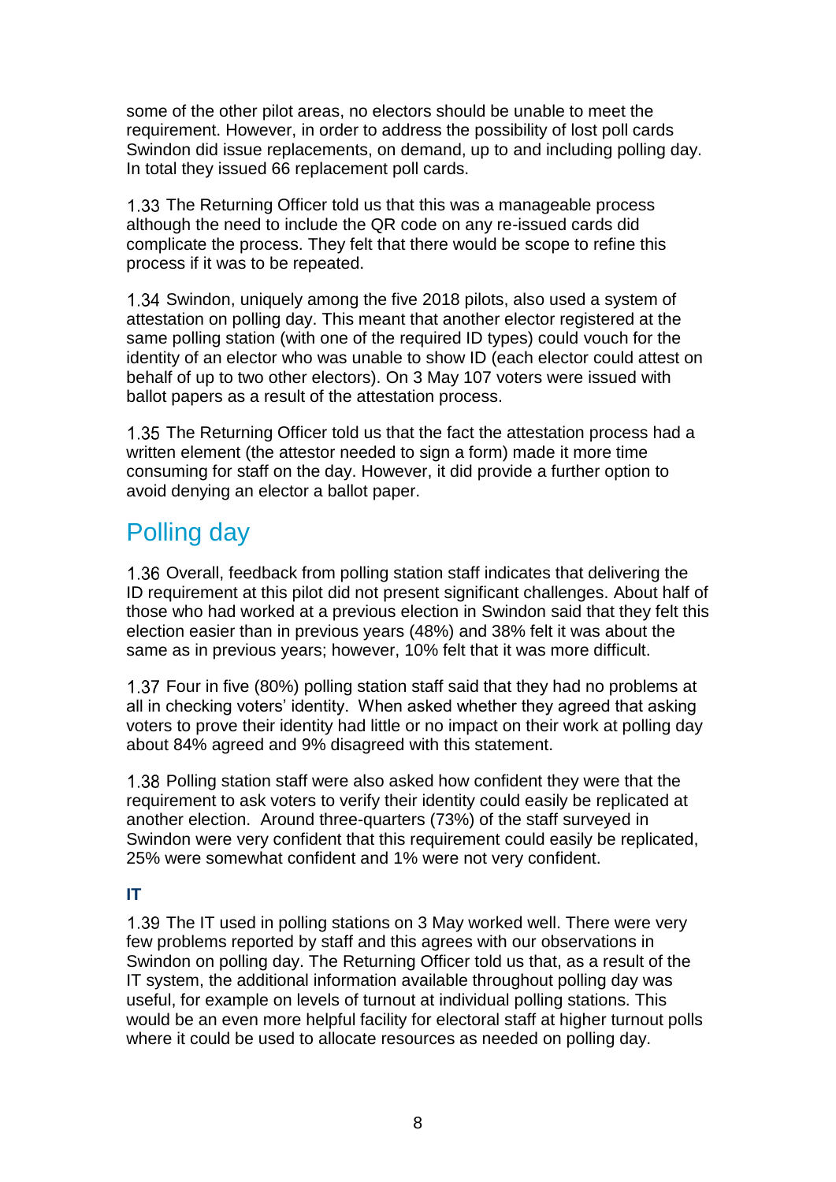some of the other pilot areas, no electors should be unable to meet the requirement. However, in order to address the possibility of lost poll cards Swindon did issue replacements, on demand, up to and including polling day. In total they issued 66 replacement poll cards.

1.33 The Returning Officer told us that this was a manageable process although the need to include the QR code on any re-issued cards did complicate the process. They felt that there would be scope to refine this process if it was to be repeated.

1.34 Swindon, uniquely among the five 2018 pilots, also used a system of attestation on polling day. This meant that another elector registered at the same polling station (with one of the required ID types) could vouch for the identity of an elector who was unable to show ID (each elector could attest on behalf of up to two other electors). On 3 May 107 voters were issued with ballot papers as a result of the attestation process.

1.35 The Returning Officer told us that the fact the attestation process had a written element (the attestor needed to sign a form) made it more time consuming for staff on the day. However, it did provide a further option to avoid denying an elector a ballot paper.

## Polling day

1.36 Overall, feedback from polling station staff indicates that delivering the ID requirement at this pilot did not present significant challenges. About half of those who had worked at a previous election in Swindon said that they felt this election easier than in previous years (48%) and 38% felt it was about the same as in previous years; however, 10% felt that it was more difficult.

1.37 Four in five (80%) polling station staff said that they had no problems at all in checking voters' identity. When asked whether they agreed that asking voters to prove their identity had little or no impact on their work at polling day about 84% agreed and 9% disagreed with this statement.

1.38 Polling station staff were also asked how confident they were that the requirement to ask voters to verify their identity could easily be replicated at another election. Around three-quarters (73%) of the staff surveyed in Swindon were very confident that this requirement could easily be replicated, 25% were somewhat confident and 1% were not very confident.

### IT

1.39 The IT used in polling stations on 3 May worked well. There were very few problems reported by staff and this agrees with our observations in Swindon on polling day. The Returning Officer told us that, as a result of the IT system, the additional information available throughout polling day was useful, for example on levels of turnout at individual polling stations. This would be an even more helpful facility for electoral staff at higher turnout polls where it could be used to allocate resources as needed on polling day.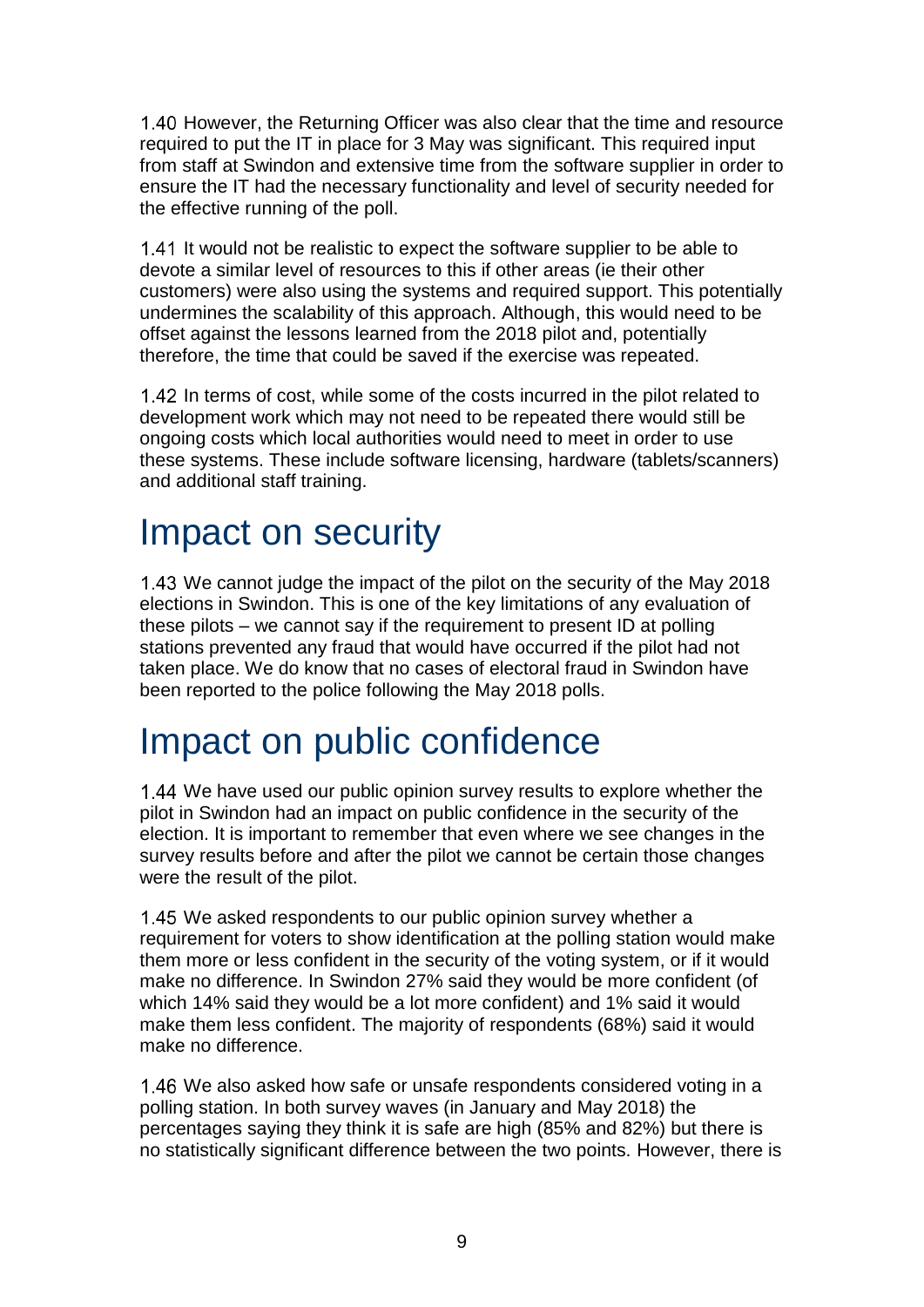1.40 However, the Returning Officer was also clear that the time and resource required to put the IT in place for 3 May was significant. This required input from staff at Swindon and extensive time from the software supplier in order to ensure the IT had the necessary functionality and level of security needed for the effective running of the poll.

1.41 It would not be realistic to expect the software supplier to be able to devote a similar level of resources to this if other areas (ie their other customers) were also using the systems and required support. This potentially undermines the scalability of this approach. Although, this would need to be offset against the lessons learned from the 2018 pilot and, potentially therefore, the time that could be saved if the exercise was repeated.

1.42 In terms of cost, while some of the costs incurred in the pilot related to development work which may not need to be repeated there would still be ongoing costs which local authorities would need to meet in order to use these systems. These include software licensing, hardware (tablets/scanners) and additional staff training.

# Impact on security

1.43 We cannot judge the impact of the pilot on the security of the May 2018 elections in Swindon. This is one of the key limitations of any evaluation of these pilots – we cannot say if the requirement to present ID at polling stations prevented any fraud that would have occurred if the pilot had not taken place. We do know that no cases of electoral fraud in Swindon have been reported to the police following the May 2018 polls.

# Impact on public confidence

1.44 We have used our public opinion survey results to explore whether the pilot in Swindon had an impact on public confidence in the security of the election. It is important to remember that even where we see changes in the survey results before and after the pilot we cannot be certain those changes were the result of the pilot.

1.45 We asked respondents to our public opinion survey whether a requirement for voters to show identification at the polling station would make them more or less confident in the security of the voting system, or if it would make no difference. In Swindon 27% said they would be more confident (of which 14% said they would be a lot more confident) and 1% said it would make them less confident. The majority of respondents (68%) said it would make no difference.

1.46 We also asked how safe or unsafe respondents considered voting in a polling station. In both survey waves (in January and May 2018) the percentages saying they think it is safe are high (85% and 82%) but there is no statistically significant difference between the two points. However, there is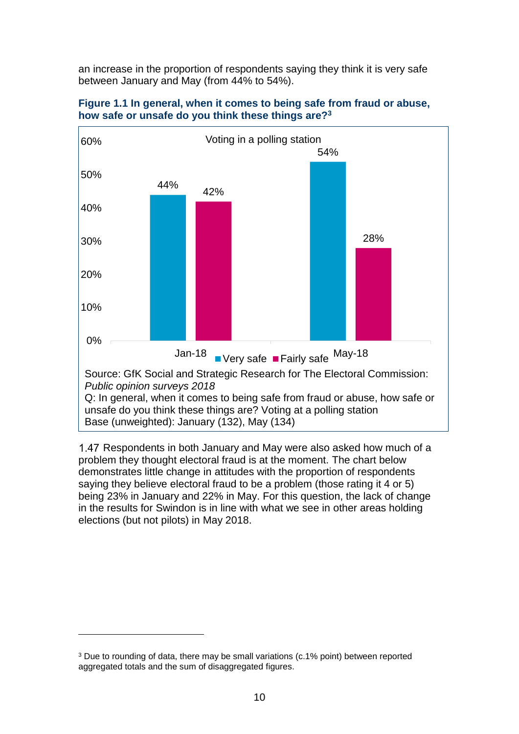an increase in the proportion of respondents saying they think it is very safe between January and May (from 44% to 54%).

**Figure 1.1 In general, when it comes to being safe from fraud or abuse, how safe or unsafe do you think these things are?[3]**

Voting in a polling station

| | Very safe | Fairly safe |
|---|---|---|
| Jan-18 | 44% | 42% |
| May-18 | 54% | 28% |

Source: GfK Social and Strategic Research for The Electoral Commission: *Public opinion surveys 2018*

Q: In general, when it comes to being safe from fraud or abuse, how safe or unsafe do you think these things are? Voting at a polling station

Base (unweighted): January (132), May (134)

1.47 Respondents in both January and May were also asked how much of a problem they thought electoral fraud is at the moment. The chart below demonstrates little change in attitudes with the proportion of respondents saying they believe electoral fraud to be a problem (those rating it 4 or 5) being 23% in January and 22% in May. For this question, the lack of change in the results for Swindon is in line with what we see in other areas holding elections (but not pilots) in May 2018.

---

[3] Due to rounding of data, there may be small variations (c.1% point) between reported aggregated totals and the sum of disaggregated figures.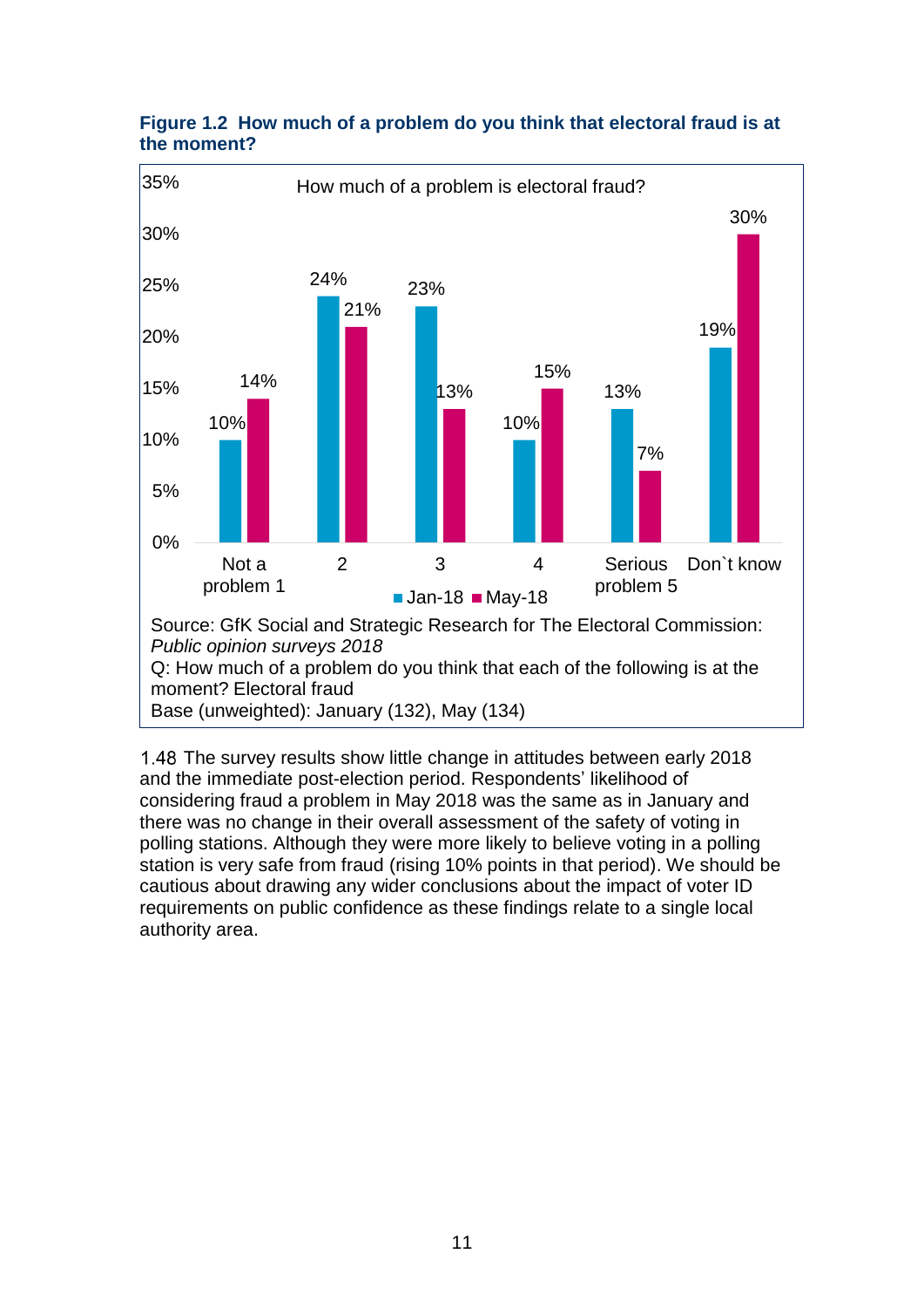**Figure 1.2 How much of a problem do you think that electoral fraud is at the moment?**

How much of a problem is electoral fraud?

| | Jan-18 | May-18 |
|---|---|---|
| Not a problem 1 | 10% | 14% |
| 2 | 24% | 21% |
| 3 | 23% | 13% |
| 4 | 10% | 15% |
| Serious problem 5 | 13% | 7% |
| Don`t know | 19% | 30% |

Source: GfK Social and Strategic Research for The Electoral Commission: *Public opinion surveys 2018*
Q: How much of a problem do you think that each of the following is at the moment? Electoral fraud
Base (unweighted): January (132), May (134)

1.48 The survey results show little change in attitudes between early 2018 and the immediate post-election period. Respondents' likelihood of considering fraud a problem in May 2018 was the same as in January and there was no change in their overall assessment of the safety of voting in polling stations. Although they were more likely to believe voting in a polling station is very safe from fraud (rising 10% points in that period). We should be cautious about drawing any wider conclusions about the impact of voter ID requirements on public confidence as these findings relate to a single local authority area.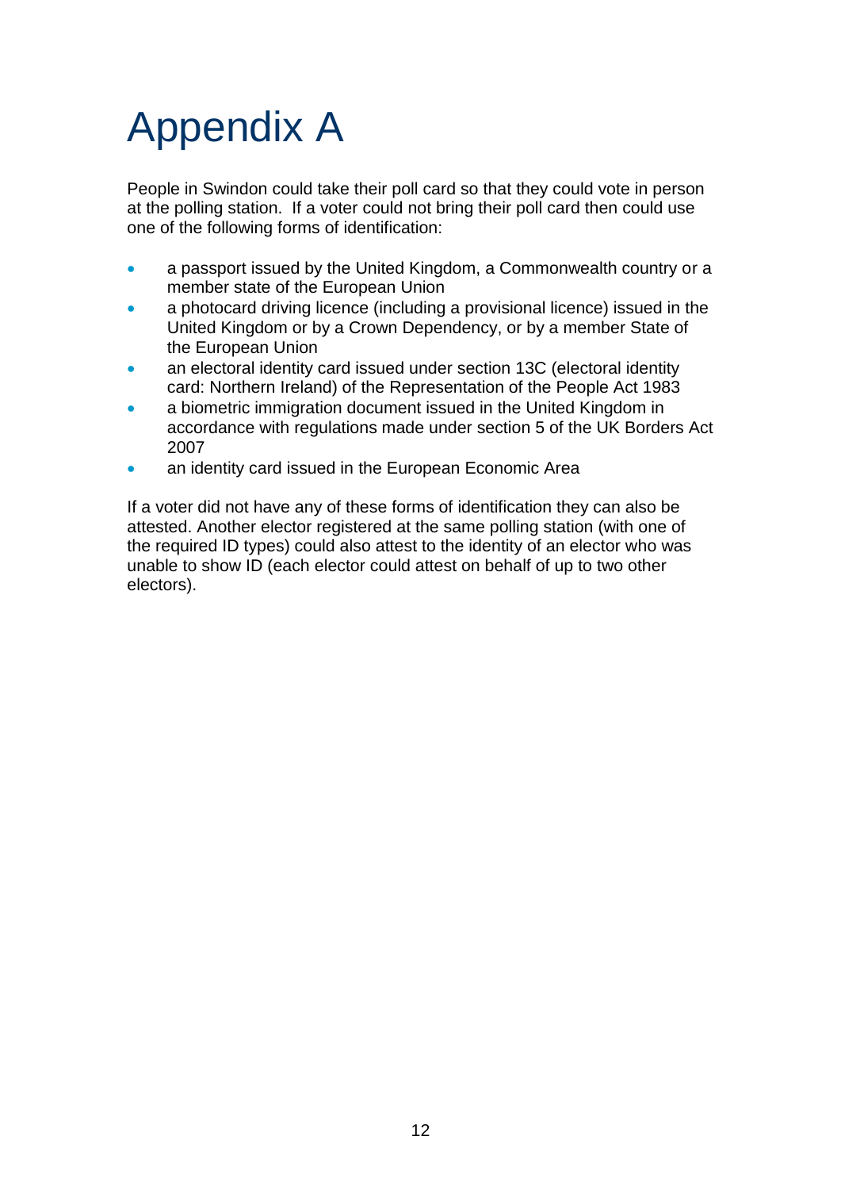# Appendix A

People in Swindon could take their poll card so that they could vote in person at the polling station. If a voter could not bring their poll card then could use one of the following forms of identification:

- a passport issued by the United Kingdom, a Commonwealth country or a member state of the European Union
- a photocard driving licence (including a provisional licence) issued in the United Kingdom or by a Crown Dependency, or by a member State of the European Union
- an electoral identity card issued under section 13C (electoral identity card: Northern Ireland) of the Representation of the People Act 1983
- a biometric immigration document issued in the United Kingdom in accordance with regulations made under section 5 of the UK Borders Act 2007
- an identity card issued in the European Economic Area

If a voter did not have any of these forms of identification they can also be attested. Another elector registered at the same polling station (with one of the required ID types) could also attest to the identity of an elector who was unable to show ID (each elector could attest on behalf of up to two other electors).